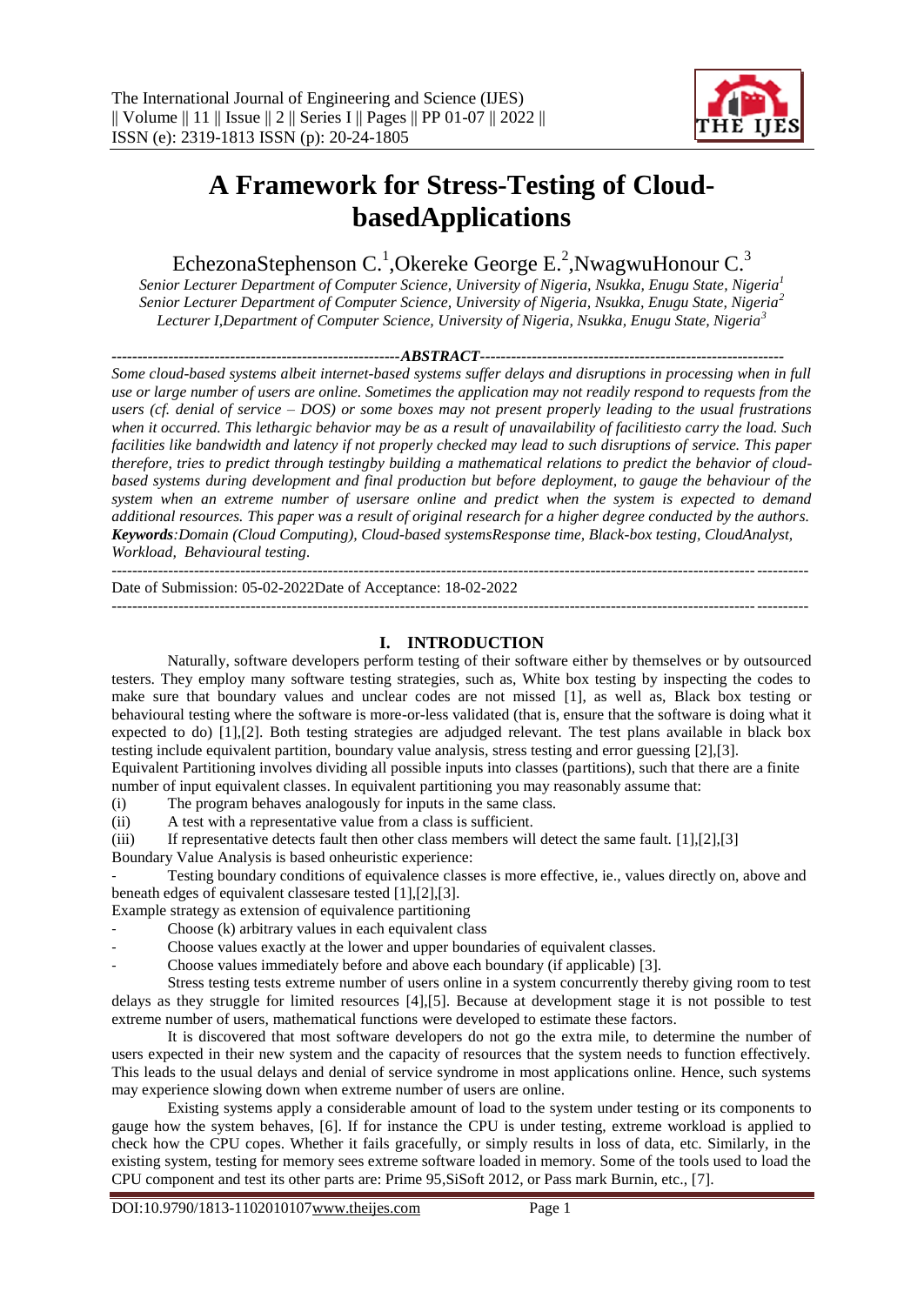# A Framework for Stress-Testing of Cloud-basedApplications

EchezonaStephenson C.[1],Okereke George E.[2],NwagwuHonour C.[3]

*Senior Lecturer Department of Computer Science, University of Nigeria, Nsukka, Enugu State, Nigeria[1]*
*Senior Lecturer Department of Computer Science, University of Nigeria, Nsukka, Enugu State, Nigeria[2]*
*Lecturer I,Department of Computer Science, University of Nigeria, Nsukka, Enugu State, Nigeria[3]*

***ABSTRACT***

*Some cloud-based systems albeit internet-based systems suffer delays and disruptions in processing when in full use or large number of users are online. Sometimes the application may not readily respond to requests from the users (cf. denial of service – DOS) or some boxes may not present properly leading to the usual frustrations when it occurred. This lethargic behavior may be as a result of unavailability of facilitiesto carry the load. Such facilities like bandwidth and latency if not properly checked may lead to such disruptions of service. This paper therefore, tries to predict through testingby building a mathematical relations to predict the behavior of cloud-based systems during development and final production but before deployment, to gauge the behaviour of the system when an extreme number of usersare online and predict when the system is expected to demand additional resources. This paper was a result of original research for a higher degree conducted by the authors.*

***Keywords****:Domain (Cloud Computing), Cloud-based systemsResponse time, Black-box testing, CloudAnalyst, Workload, Behavioural testing.*

Date of Submission: 05-02-2022Date of Acceptance: 18-02-2022

## I. INTRODUCTION

Naturally, software developers perform testing of their software either by themselves or by outsourced testers. They employ many software testing strategies, such as, White box testing by inspecting the codes to make sure that boundary values and unclear codes are not missed [1], as well as, Black box testing or behavioural testing where the software is more-or-less validated (that is, ensure that the software is doing what it expected to do) [1],[2]. Both testing strategies are adjudged relevant. The test plans available in black box testing include equivalent partition, boundary value analysis, stress testing and error guessing [2],[3].

Equivalent Partitioning involves dividing all possible inputs into classes (partitions), such that there are a finite number of input equivalent classes. In equivalent partitioning you may reasonably assume that:

(i) The program behaves analogously for inputs in the same class.
(ii) A test with a representative value from a class is sufficient.
(iii) If representative detects fault then other class members will detect the same fault. [1],[2],[3]

Boundary Value Analysis is based onheuristic experience:

- Testing boundary conditions of equivalence classes is more effective, ie., values directly on, above and beneath edges of equivalent classesare tested [1],[2],[3].

Example strategy as extension of equivalence partitioning

- Choose (k) arbitrary values in each equivalent class
- Choose values exactly at the lower and upper boundaries of equivalent classes.
- Choose values immediately before and above each boundary (if applicable) [3].

Stress testing tests extreme number of users online in a system concurrently thereby giving room to test delays as they struggle for limited resources [4],[5]. Because at development stage it is not possible to test extreme number of users, mathematical functions were developed to estimate these factors.

It is discovered that most software developers do not go the extra mile, to determine the number of users expected in their new system and the capacity of resources that the system needs to function effectively. This leads to the usual delays and denial of service syndrome in most applications online. Hence, such systems may experience slowing down when extreme number of users are online.

Existing systems apply a considerable amount of load to the system under testing or its components to gauge how the system behaves, [6]. If for instance the CPU is under testing, extreme workload is applied to check how the CPU copes. Whether it fails gracefully, or simply results in loss of data, etc. Similarly, in the existing system, testing for memory sees extreme software loaded in memory. Some of the tools used to load the CPU component and test its other parts are: Prime 95,SiSoft 2012, or Pass mark Burnin, etc., [7].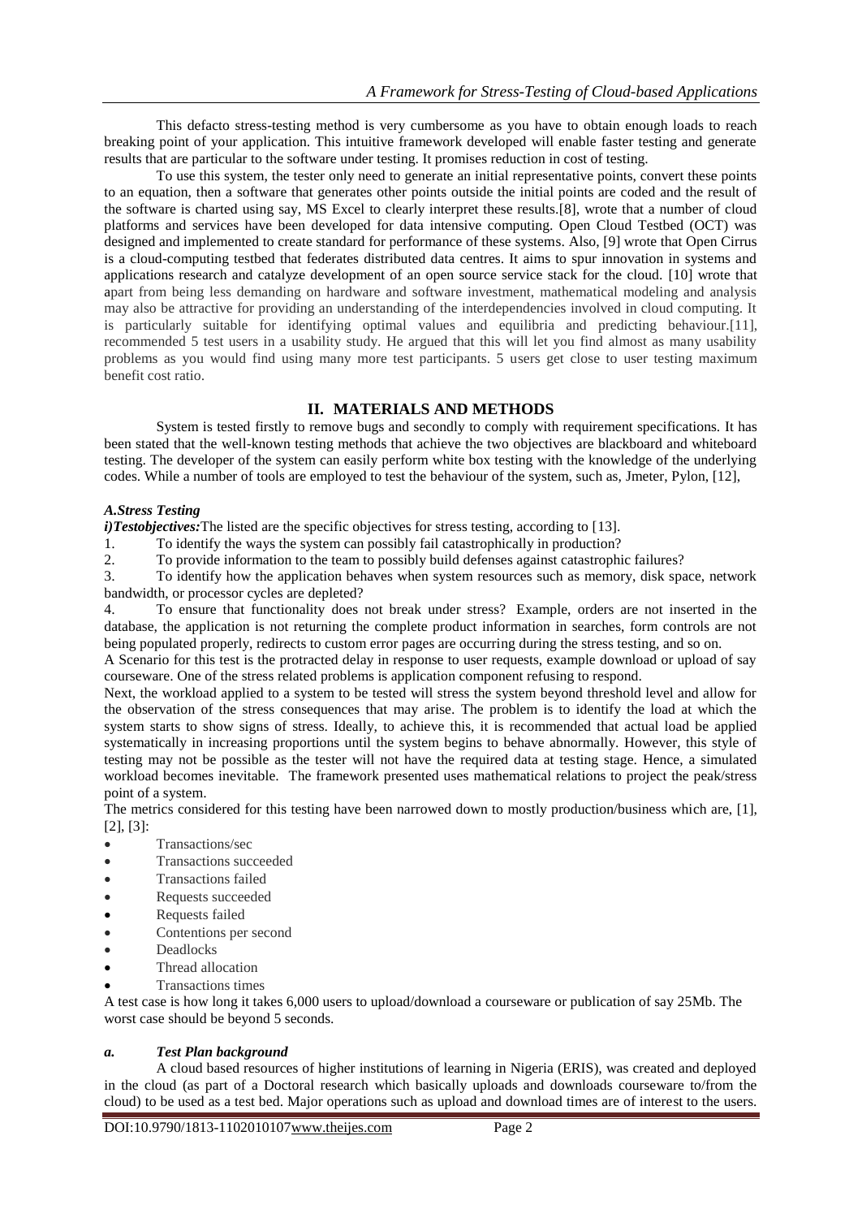This defacto stress-testing method is very cumbersome as you have to obtain enough loads to reach breaking point of your application. This intuitive framework developed will enable faster testing and generate results that are particular to the software under testing. It promises reduction in cost of testing.

To use this system, the tester only need to generate an initial representative points, convert these points to an equation, then a software that generates other points outside the initial points are coded and the result of the software is charted using say, MS Excel to clearly interpret these results.[8], wrote that a number of cloud platforms and services have been developed for data intensive computing. Open Cloud Testbed (OCT) was designed and implemented to create standard for performance of these systems. Also, [9] wrote that Open Cirrus is a cloud-computing testbed that federates distributed data centres. It aims to spur innovation in systems and applications research and catalyze development of an open source service stack for the cloud. [10] wrote that apart from being less demanding on hardware and software investment, mathematical modeling and analysis may also be attractive for providing an understanding of the interdependencies involved in cloud computing. It is particularly suitable for identifying optimal values and equilibria and predicting behaviour.[11], recommended 5 test users in a usability study. He argued that this will let you find almost as many usability problems as you would find using many more test participants. 5 users get close to user testing maximum benefit cost ratio.

## II. MATERIALS AND METHODS

System is tested firstly to remove bugs and secondly to comply with requirement specifications. It has been stated that the well-known testing methods that achieve the two objectives are blackboard and whiteboard testing. The developer of the system can easily perform white box testing with the knowledge of the underlying codes. While a number of tools are employed to test the behaviour of the system, such as, Jmeter, Pylon, [12],

### *A.Stress Testing*

***i)Testobjectives:*** The listed are the specific objectives for stress testing, according to [13].

1. To identify the ways the system can possibly fail catastrophically in production?
2. To provide information to the team to possibly build defenses against catastrophic failures?
3. To identify how the application behaves when system resources such as memory, disk space, network bandwidth, or processor cycles are depleted?
4. To ensure that functionality does not break under stress? Example, orders are not inserted in the database, the application is not returning the complete product information in searches, form controls are not being populated properly, redirects to custom error pages are occurring during the stress testing, and so on.

A Scenario for this test is the protracted delay in response to user requests, example download or upload of say courseware. One of the stress related problems is application component refusing to respond.

Next, the workload applied to a system to be tested will stress the system beyond threshold level and allow for the observation of the stress consequences that may arise. The problem is to identify the load at which the system starts to show signs of stress. Ideally, to achieve this, it is recommended that actual load be applied systematically in increasing proportions until the system begins to behave abnormally. However, this style of testing may not be possible as the tester will not have the required data at testing stage. Hence, a simulated workload becomes inevitable. The framework presented uses mathematical relations to project the peak/stress point of a system.

The metrics considered for this testing have been narrowed down to mostly production/business which are, [1], [2], [3]:

- Transactions/sec
- Transactions succeeded
- Transactions failed
- Requests succeeded
- Requests failed
- Contentions per second
- Deadlocks
- Thread allocation
- Transactions times

A test case is how long it takes 6,000 users to upload/download a courseware or publication of say 25Mb. The worst case should be beyond 5 seconds.

#### *a. Test Plan background*

A cloud based resources of higher institutions of learning in Nigeria (ERIS), was created and deployed in the cloud (as part of a Doctoral research which basically uploads and downloads courseware to/from the cloud) to be used as a test bed. Major operations such as upload and download times are of interest to the users.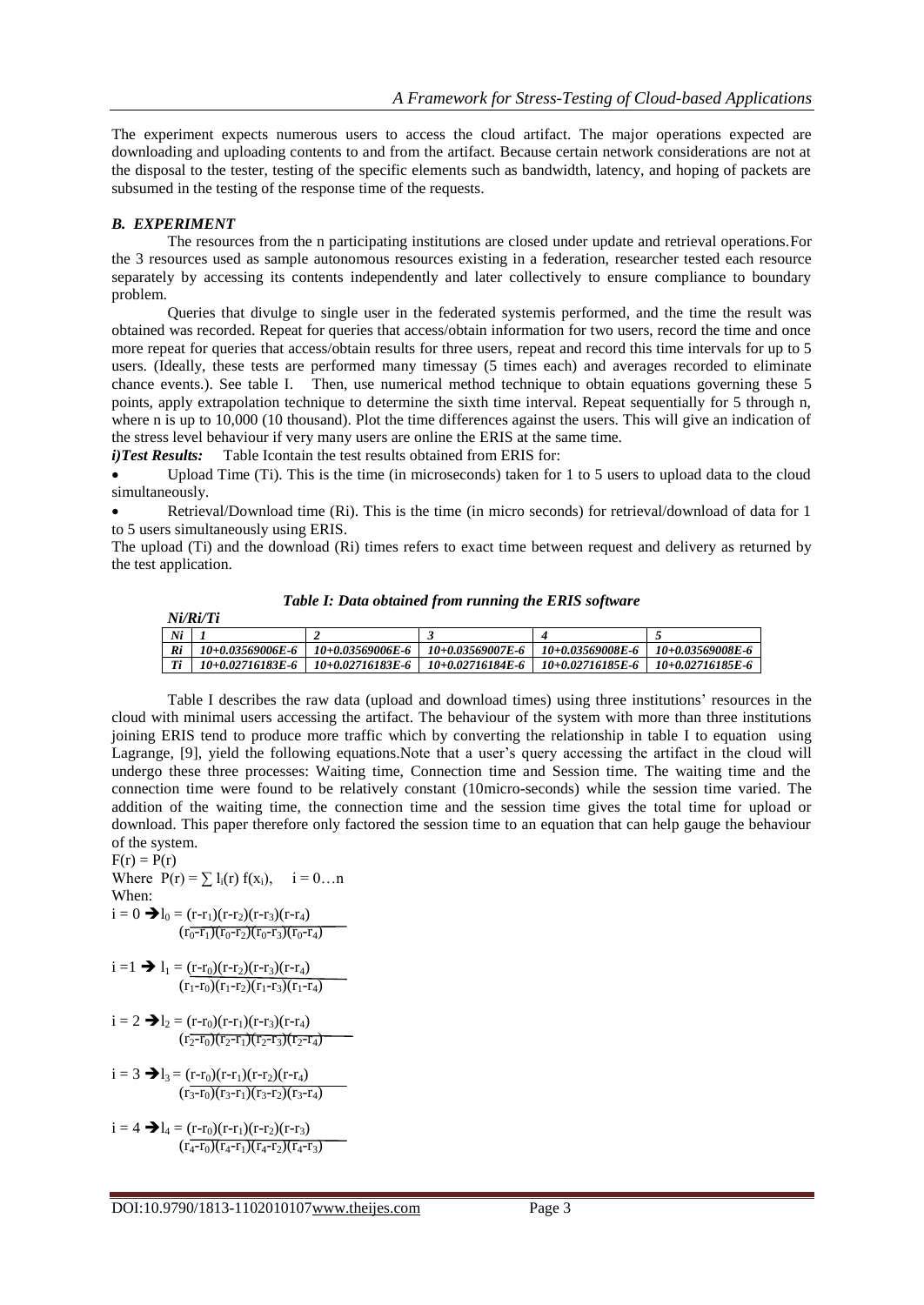The experiment expects numerous users to access the cloud artifact. The major operations expected are downloading and uploading contents to and from the artifact. Because certain network considerations are not at the disposal to the tester, testing of the specific elements such as bandwidth, latency, and hoping of packets are subsumed in the testing of the response time of the requests.

### *B. EXPERIMENT*

The resources from the n participating institutions are closed under update and retrieval operations.For the 3 resources used as sample autonomous resources existing in a federation, researcher tested each resource separately by accessing its contents independently and later collectively to ensure compliance to boundary problem.

Queries that divulge to single user in the federated systemis performed, and the time the result was obtained was recorded. Repeat for queries that access/obtain information for two users, record the time and once more repeat for queries that access/obtain results for three users, repeat and record this time intervals for up to 5 users. (Ideally, these tests are performed many timessay (5 times each) and averages recorded to eliminate chance events.). See table I. Then, use numerical method technique to obtain equations governing these 5 points, apply extrapolation technique to determine the sixth time interval. Repeat sequentially for 5 through n, where n is up to 10,000 (10 thousand). Plot the time differences against the users. This will give an indication of the stress level behaviour if very many users are online the ERIS at the same time.

***i)Test Results:*** Table Icontain the test results obtained from ERIS for:

- Upload Time (Ti). This is the time (in microseconds) taken for 1 to 5 users to upload data to the cloud simultaneously.
- Retrieval/Download time (Ri). This is the time (in micro seconds) for retrieval/download of data for 1 to 5 users simultaneously using ERIS.

The upload (Ti) and the download (Ri) times refers to exact time between request and delivery as returned by the test application.

***Table I: Data obtained from running the ERIS software***

***Ni/Ri/Ti***

| | | | | | |
|---|---|---|---|---|---|
| ***Ni*** | *1* | *2* | *3* | *4* | *5* |
| ***Ri*** | *10+0.03569006E-6* | *10+0.03569006E-6* | *10+0.03569007E-6* | *10+0.03569008E-6* | *10+0.03569008E-6* |
| ***Ti*** | *10+0.02716183E-6* | *10+0.02716183E-6* | *10+0.02716184E-6* | *10+0.02716185E-6* | *10+0.02716185E-6* |

Table I describes the raw data (upload and download times) using three institutions' resources in the cloud with minimal users accessing the artifact. The behaviour of the system with more than three institutions joining ERIS tend to produce more traffic which by converting the relationship in table I to equation using Lagrange, [9], yield the following equations.Note that a user's query accessing the artifact in the cloud will undergo these three processes: Waiting time, Connection time and Session time. The waiting time and the connection time were found to be relatively constant (10micro-seconds) while the session time varied. The addition of the waiting time, the connection time and the session time gives the total time for upload or download. This paper therefore only factored the session time to an equation that can help gauge the behaviour of the system.

$F(r) = P(r)$

Where $P(r) = \sum l_i(r) f(x_i), \quad i = 0 \ldots n$

When:

$$i = 0 \rightarrow l_0 = \frac{(r-r_1)(r-r_2)(r-r_3)(r-r_4)}{(r_0-r_1)(r_0-r_2)(r_0-r_3)(r_0-r_4)}$$

$$i = 1 \rightarrow l_1 = \frac{(r-r_0)(r-r_2)(r-r_3)(r-r_4)}{(r_1-r_0)(r_1-r_2)(r_1-r_3)(r_1-r_4)}$$

$$i = 2 \rightarrow l_2 = \frac{(r-r_0)(r-r_1)(r-r_3)(r-r_4)}{(r_2-r_0)(r_2-r_1)(r_2-r_3)(r_2-r_4)}$$

$$i = 3 \rightarrow l_3 = \frac{(r-r_0)(r-r_1)(r-r_2)(r-r_4)}{(r_3-r_0)(r_3-r_1)(r_3-r_2)(r_3-r_4)}$$

$$i = 4 \rightarrow l_4 = \frac{(r-r_0)(r-r_1)(r-r_2)(r-r_3)}{(r_4-r_0)(r_4-r_1)(r_4-r_2)(r_4-r_3)}$$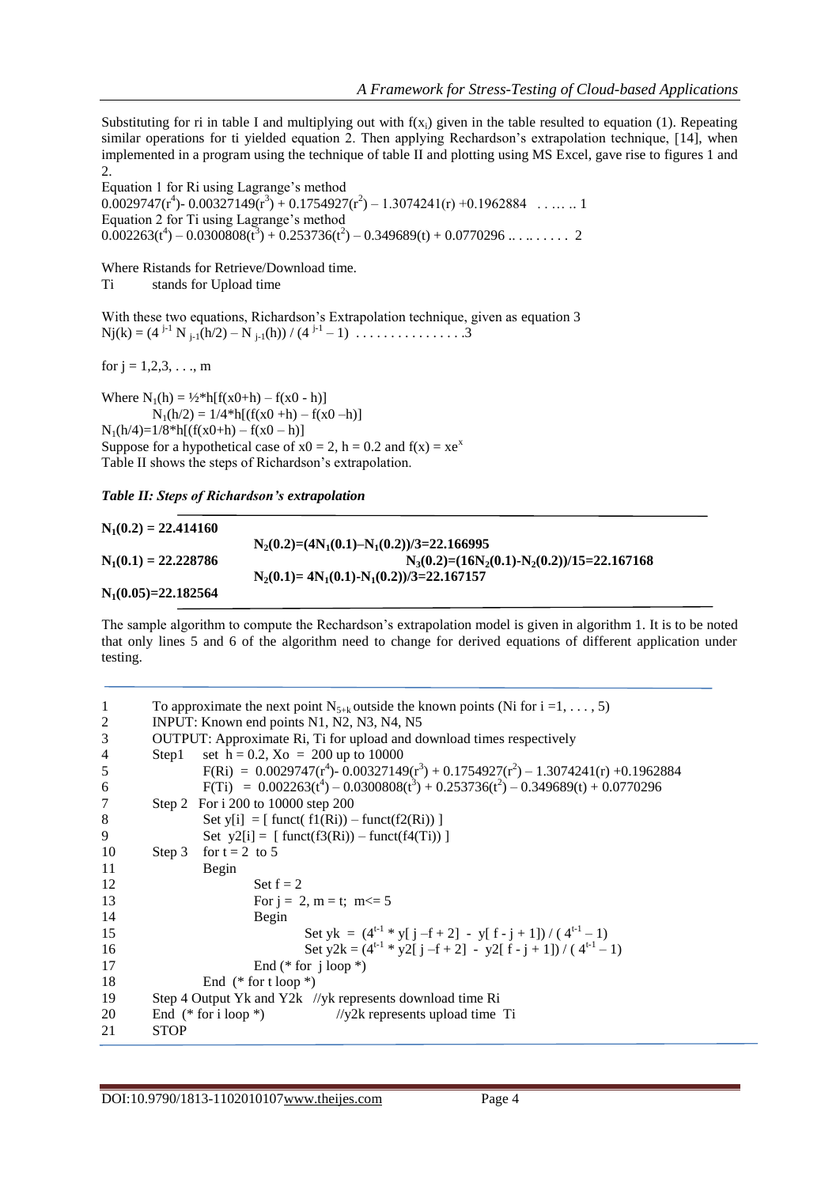Substituting for ri in table I and multiplying out with $f(x_i)$ given in the table resulted to equation (1). Repeating similar operations for ti yielded equation 2. Then applying Richardson's extrapolation technique, [14], when implemented in a program using the technique of table II and plotting using MS Excel, gave rise to figures 1 and 2.

Equation 1 for Ri using Lagrange's method

$$0.0029747(r^4) - 0.00327149(r^3) + 0.1754927(r^2) - 1.3074241(r) + 0.1962884 \quad \ldots\ldots 1$$

Equation 2 for Ti using Lagrange's method

$$0.002263(t^4) - 0.0300808(t^3) + 0.253736(t^2) - 0.349689(t) + 0.0770296 \quad \ldots\ldots 2$$

Where Ristands for Retrieve/Download time.

Ti stands for Upload time

With these two equations, Richardson's Extrapolation technique, given as equation 3

$$Nj(k) = (4^{j-1} N_{j-1}(h/2) - N_{j-1}(h)) / (4^{j-1} - 1) \quad \ldots\ldots 3$$

for j = 1,2,3, . . ., m

Where $N_1(h) = ½*h[f(x0+h) - f(x0 - h)]$

$N_1(h/2) = 1/4*h[(f(x0 +h) - f(x0 -h)]$

$N_1(h/4)=1/8*h[(f(x0+h) - f(x0 - h)]$

Suppose for a hypothetical case of x0 = 2, h = 0.2 and $f(x) = xe^x$

Table II shows the steps of Richardson's extrapolation.

***Table II: Steps of Richardson's extrapolation***

| | | |
|---|---|---|
| **$N_1(0.2) = 22.414160$** | | |
| | **$N_2(0.2)=(4N_1(0.1)-N_1(0.2))/3=22.166995$** | |
| **$N_1(0.1) = 22.228786$** | | **$N_3(0.2)=(16N_2(0.1)-N_2(0.2))/15=22.167168$** |
| | **$N_2(0.1)= 4N_1(0.1)-N_1(0.2))/3=22.167157$** | |
| **$N_1(0.05)=22.182564$** | | |

The sample algorithm to compute the Rechardson's extrapolation model is given in algorithm 1. It is to be noted that only lines 5 and 6 of the algorithm need to change for derived equations of different application under testing.

```
1    To approximate the next point N5+k outside the known points (Ni for i =1, . . . , 5)
2    INPUT: Known end points N1, N2, N3, N4, N5
3    OUTPUT: Approximate Ri, Ti for upload and download times respectively
4    Step1   set h = 0.2, Xo = 200 up to 10000
5            F(Ri) = 0.0029747(r^4)- 0.00327149(r^3) + 0.1754927(r^2) – 1.3074241(r) +0.1962884
6            F(Ti) = 0.002263(t^4) – 0.0300808(t^3) + 0.253736(t^2) – 0.349689(t) + 0.0770296
7    Step 2  For i 200 to 10000 step 200
8            Set y[i] = [ funct( f1(Ri)) – funct(f2(Ri)) ]
9            Set y2[i] = [ funct(f3(Ri)) – funct(f4(Ti)) ]
10   Step 3  for t = 2 to 5
11           Begin
12                   Set f = 2
13                   For j = 2, m = t; m<= 5
14                   Begin
15                           Set yk = (4^(t-1) * y[ j –f + 2] - y[ f - j + 1]) / ( 4^(t-1) – 1)
16                           Set y2k = (4^(t-1) * y2[ j –f + 2] - y2[ f - j + 1]) / ( 4^(t-1) – 1)
17                   End (* for j loop *)
18           End (* for t loop *)
19   Step 4 Output Yk and Y2k   //yk represents download time Ri
20   End (* for i loop *)              //y2k represents upload time Ti
21   STOP
```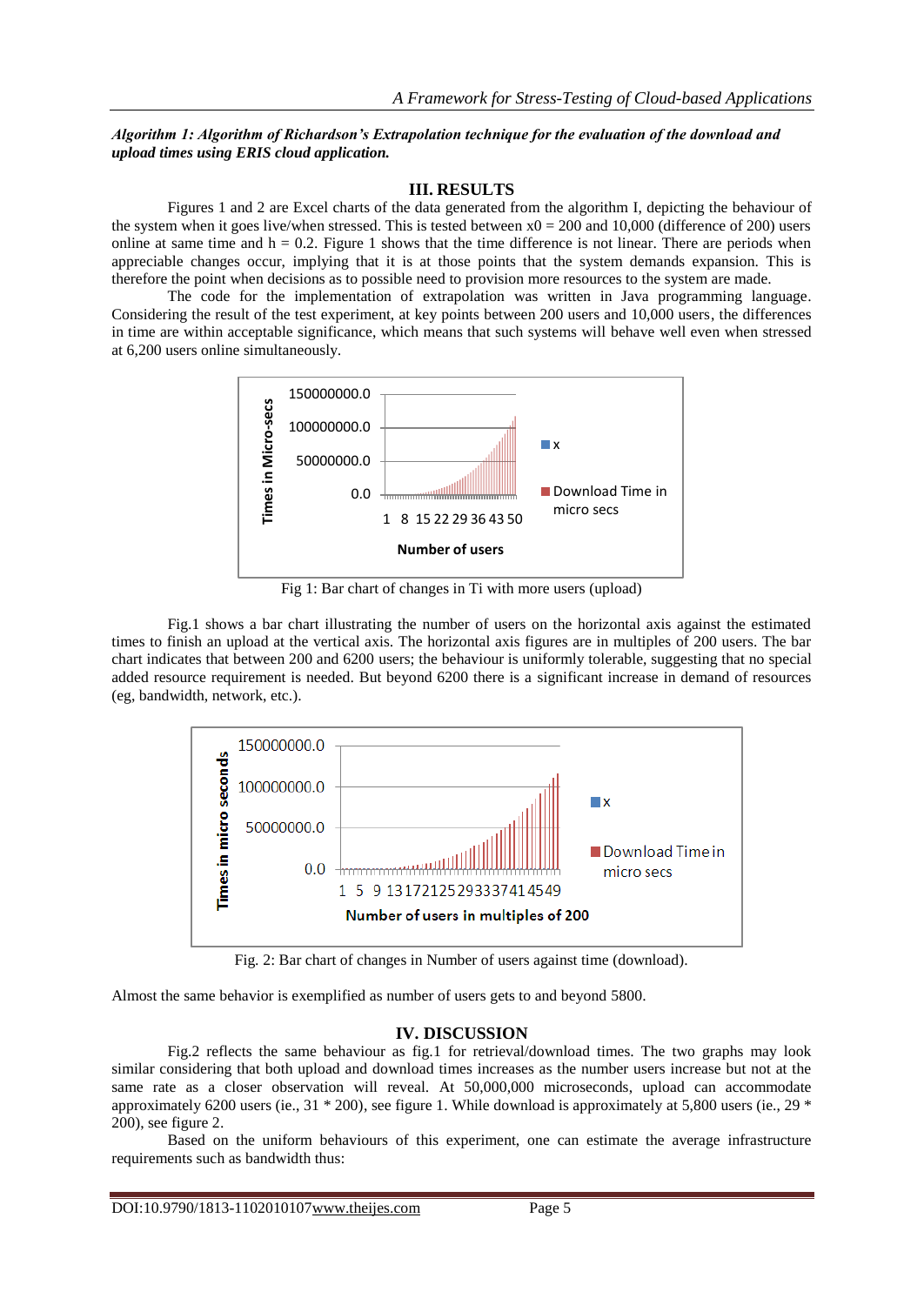***Algorithm 1: Algorithm of Richardson's Extrapolation technique for the evaluation of the download and upload times using ERIS cloud application.***

## III. RESULTS

Figures 1 and 2 are Excel charts of the data generated from the algorithm I, depicting the behaviour of the system when it goes live/when stressed. This is tested between $x0 = 200$ and 10,000 (difference of 200) users online at same time and $h = 0.2$. Figure 1 shows that the time difference is not linear. There are periods when appreciable changes occur, implying that it is at those points that the system demands expansion. This is therefore the point when decisions as to possible need to provision more resources to the system are made.

The code for the implementation of extrapolation was written in Java programming language. Considering the result of the test experiment, at key points between 200 users and 10,000 users, the differences in time are within acceptable significance, which means that such systems will behave well even when stressed at 6,200 users online simultaneously.

Times in Micro-secs
150000000.0
100000000.0
50000000.0
0.0
1 8 15 22 29 36 43 50
Number of users
x
Download Time in micro secs

Fig 1: Bar chart of changes in Ti with more users (upload)

Fig.1 shows a bar chart illustrating the number of users on the horizontal axis against the estimated times to finish an upload at the vertical axis. The horizontal axis figures are in multiples of 200 users. The bar chart indicates that between 200 and 6200 users; the behaviour is uniformly tolerable, suggesting that no special added resource requirement is needed. But beyond 6200 there is a significant increase in demand of resources (eg, bandwidth, network, etc.).

Times in micro seconds
150000000.0
100000000.0
50000000.0
0.0
1 5 9 13 17 21 25 29 33 37 41 45 49
Number of users in multiples of 200
x
Download Time in micro secs

Fig. 2: Bar chart of changes in Number of users against time (download).

Almost the same behavior is exemplified as number of users gets to and beyond 5800.

## IV. DISCUSSION

Fig.2 reflects the same behaviour as fig.1 for retrieval/download times. The two graphs may look similar considering that both upload and download times increases as the number users increase but not at the same rate as a closer observation will reveal. At 50,000,000 microseconds, upload can accommodate approximately 6200 users (ie., 31 * 200), see figure 1. While download is approximately at 5,800 users (ie., 29 * 200), see figure 2.

Based on the uniform behaviours of this experiment, one can estimate the average infrastructure requirements such as bandwidth thus: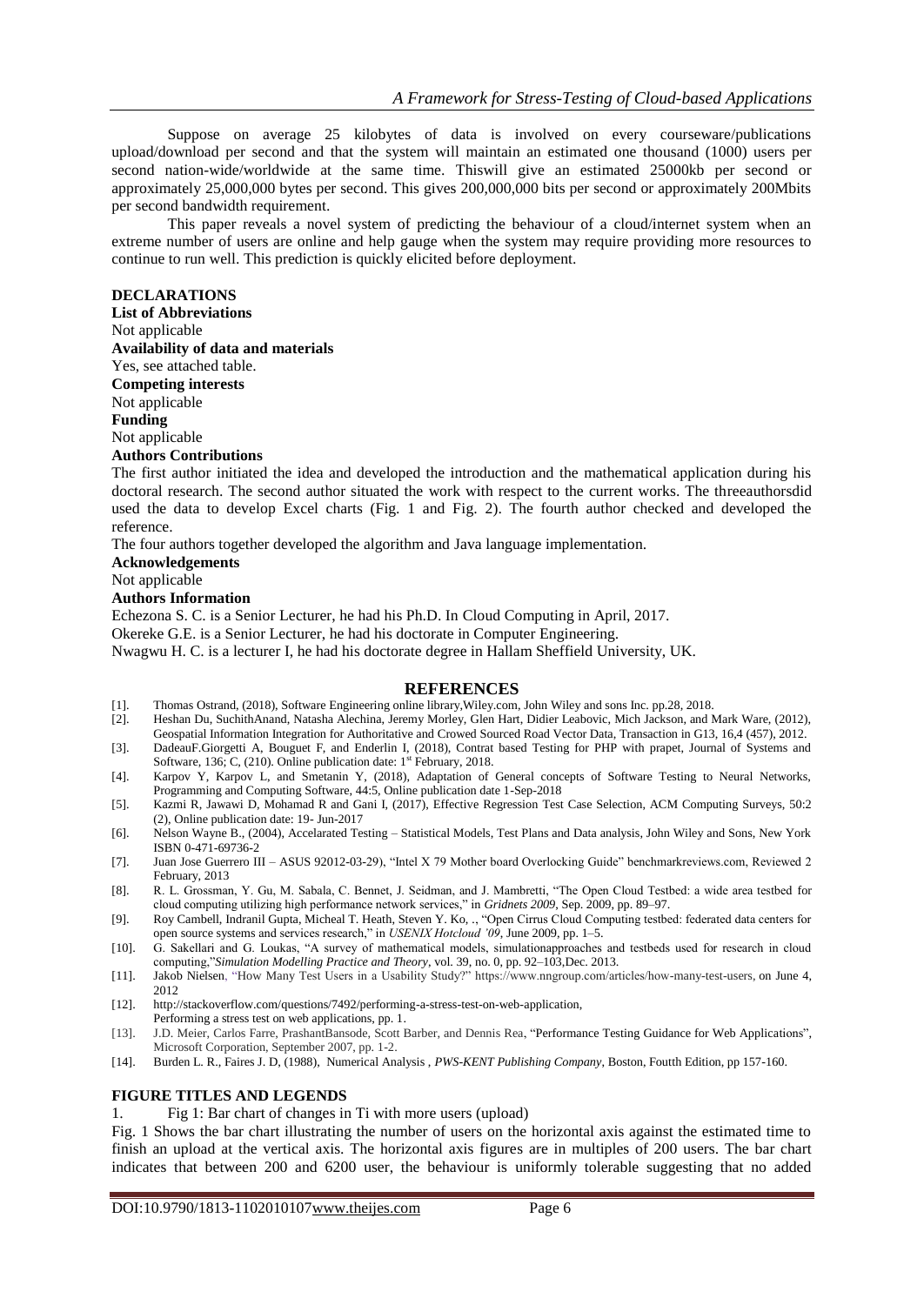Suppose on average 25 kilobytes of data is involved on every courseware/publications upload/download per second and that the system will maintain an estimated one thousand (1000) users per second nation-wide/worldwide at the same time. Thiswill give an estimated 25000kb per second or approximately 25,000,000 bytes per second. This gives 200,000,000 bits per second or approximately 200Mbits per second bandwidth requirement.

This paper reveals a novel system of predicting the behaviour of a cloud/internet system when an extreme number of users are online and help gauge when the system may require providing more resources to continue to run well. This prediction is quickly elicited before deployment.

**DECLARATIONS**

**List of Abbreviations**

Not applicable

**Availability of data and materials**

Yes, see attached table.

**Competing interests**

Not applicable

**Funding**

Not applicable

**Authors Contributions**

The first author initiated the idea and developed the introduction and the mathematical application during his doctoral research. The second author situated the work with respect to the current works. The threeauthorsdid used the data to develop Excel charts (Fig. 1 and Fig. 2). The fourth author checked and developed the reference.

The four authors together developed the algorithm and Java language implementation.

**Acknowledgements**

Not applicable

**Authors Information**

Echezona S. C. is a Senior Lecturer, he had his Ph.D. In Cloud Computing in April, 2017.

Okereke G.E. is a Senior Lecturer, he had his doctorate in Computer Engineering.

Nwagwu H. C. is a lecturer I, he had his doctorate degree in Hallam Sheffield University, UK.

## REFERENCES

[1]. Thomas Ostrand, (2018), Software Engineering online library,Wiley.com, John Wiley and sons Inc. pp.28, 2018.

[2]. Heshan Du, SuchithAnand, Natasha Alechina, Jeremy Morley, Glen Hart, Didier Leabovic, Mich Jackson, and Mark Ware, (2012), Geospatial Information Integration for Authoritative and Crowed Sourced Road Vector Data, Transaction in G13, 16,4 (457), 2012.

[3]. DadeauF.Giorgetti A, Bouguet F, and Enderlin I, (2018), Contrat based Testing for PHP with prapet, Journal of Systems and Software, 136; C, (210). Online publication date: 1st February, 2018.

[4]. Karpov Y, Karpov L, and Smetanin Y, (2018), Adaptation of General concepts of Software Testing to Neural Networks, Programming and Computing Software, 44:5, Online publication date 1-Sep-2018

[5]. Kazmi R, Jawawi D, Mohamad R and Gani I, (2017), Effective Regression Test Case Selection, ACM Computing Surveys, 50:2 (2), Online publication date: 19- Jun-2017

[6]. Nelson Wayne B., (2004), Accelarated Testing – Statistical Models, Test Plans and Data analysis, John Wiley and Sons, New York ISBN 0-471-69736-2

[7]. Juan Jose Guerrero III – ASUS 92012-03-29), "Intel X 79 Mother board Overlocking Guide" benchmarkreviews.com, Reviewed 2 February, 2013

[8]. R. L. Grossman, Y. Gu, M. Sabala, C. Bennet, J. Seidman, and J. Mambretti, "The Open Cloud Testbed: a wide area testbed for cloud computing utilizing high performance network services," in *Gridnets 2009*, Sep. 2009, pp. 89–97.

[9]. Roy Cambell, Indranil Gupta, Micheal T. Heath, Steven Y. Ko, ., "Open Cirrus Cloud Computing testbed: federated data centers for open source systems and services research," in *USENIX Hotcloud '09*, June 2009, pp. 1–5.

[10]. G. Sakellari and G. Loukas, "A survey of mathematical models, simulationapproaches and testbeds used for research in cloud computing,"*Simulation Modelling Practice and Theory*, vol. 39, no. 0, pp. 92–103,Dec. 2013.

[11]. Jakob Nielsen, "How Many Test Users in a Usability Study?" https://www.nngroup.com/articles/how-many-test-users, on June 4, 2012

[12]. http://stackoverflow.com/questions/7492/performing-a-stress-test-on-web-application, Performing a stress test on web applications, pp. 1.

[13]. J.D. Meier, Carlos Farre, PrashantBansode, Scott Barber, and Dennis Rea, "Performance Testing Guidance for Web Applications", Microsoft Corporation, September 2007, pp. 1-2.

[14]. Burden L. R., Faires J. D, (1988), Numerical Analysis , *PWS-KENT Publishing Company*, Boston, Foutth Edition, pp 157-160.

**FIGURE TITLES AND LEGENDS**

1. Fig 1: Bar chart of changes in Ti with more users (upload)

Fig. 1 Shows the bar chart illustrating the number of users on the horizontal axis against the estimated time to finish an upload at the vertical axis. The horizontal axis figures are in multiples of 200 users. The bar chart indicates that between 200 and 6200 user, the behaviour is uniformly tolerable suggesting that no added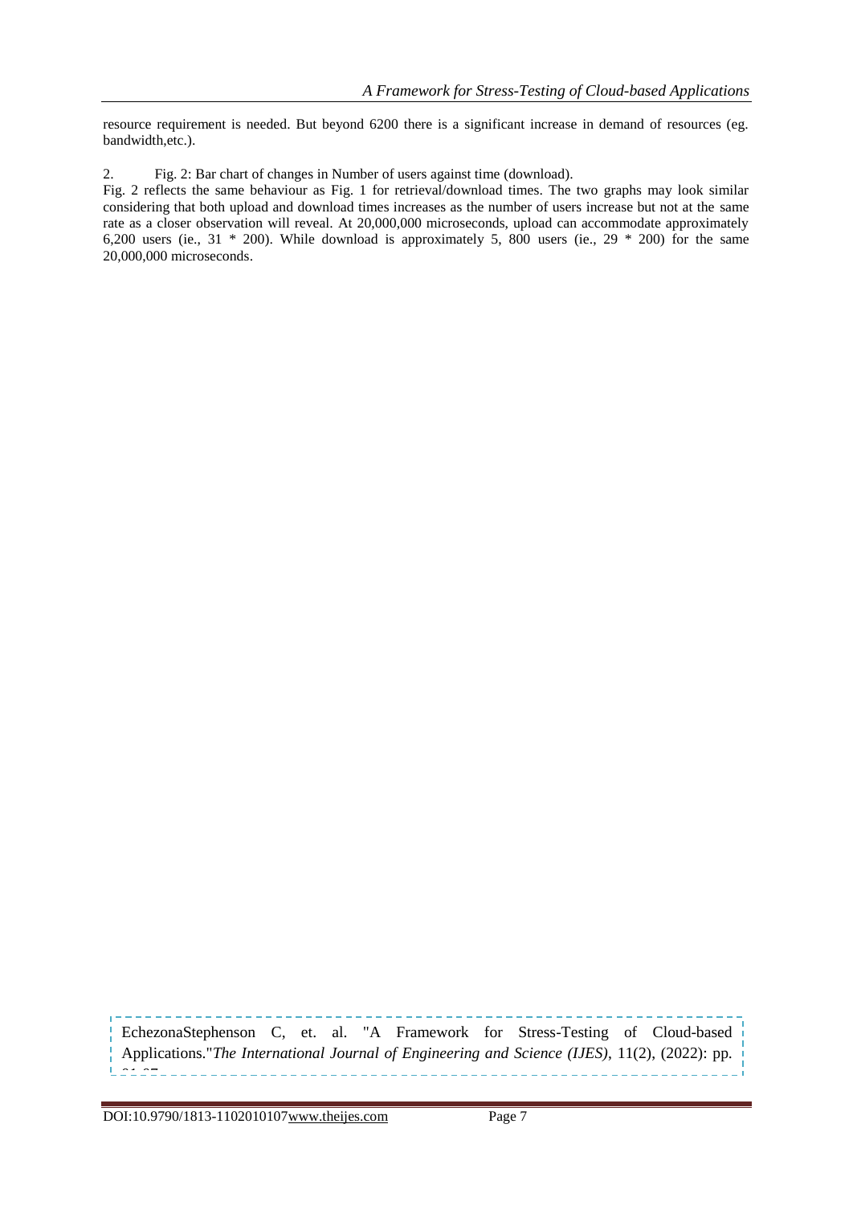resource requirement is needed. But beyond 6200 there is a significant increase in demand of resources (eg. bandwidth,etc.).

2. Fig. 2: Bar chart of changes in Number of users against time (download).

Fig. 2 reflects the same behaviour as Fig. 1 for retrieval/download times. The two graphs may look similar considering that both upload and download times increases as the number of users increase but not at the same rate as a closer observation will reveal. At 20,000,000 microseconds, upload can accommodate approximately 6,200 users (ie., 31 * 200). While download is approximately 5, 800 users (ie., 29 * 200) for the same 20,000,000 microseconds.

EchezonaStephenson C, et. al. "A Framework for Stress-Testing of Cloud-based Applications."*The International Journal of Engineering and Science (IJES)*, 11(2), (2022): pp. 01-07